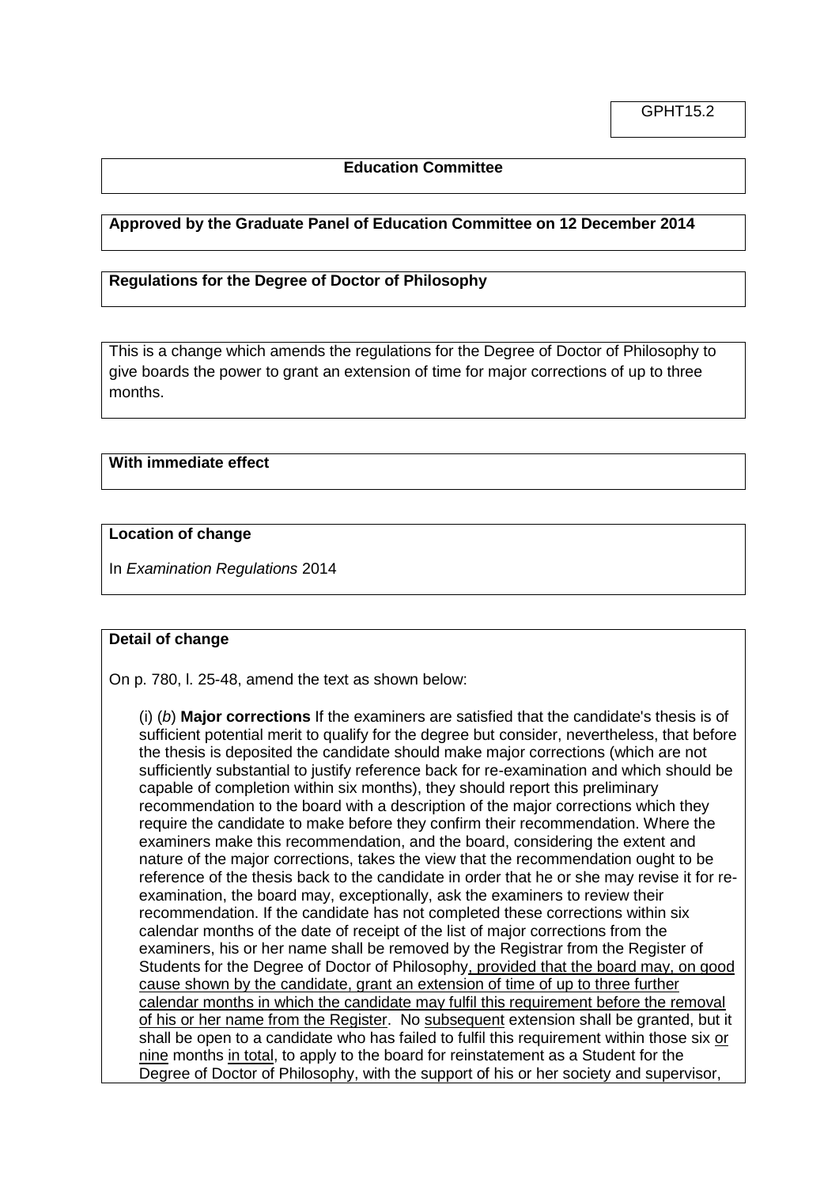GPHT15.2

**Education Committee**

**Approved by the Graduate Panel of Education Committee on 12 December 2014**

**Regulations for the Degree of Doctor of Philosophy**

This is a change which amends the regulations for the Degree of Doctor of Philosophy to give boards the power to grant an extension of time for major corrections of up to three months.

**With immediate effect**

**Location of change**

In *Examination Regulations* 2014

**Detail of change**

On p. 780, l. 25-48, amend the text as shown below:

(i) (*b*) **Major corrections** If the examiners are satisfied that the candidate's thesis is of sufficient potential merit to qualify for the degree but consider, nevertheless, that before the thesis is deposited the candidate should make major corrections (which are not sufficiently substantial to justify reference back for re-examination and which should be capable of completion within six months), they should report this preliminary recommendation to the board with a description of the major corrections which they require the candidate to make before they confirm their recommendation. Where the examiners make this recommendation, and the board, considering the extent and nature of the major corrections, takes the view that the recommendation ought to be reference of the thesis back to the candidate in order that he or she may revise it for re-examination, the board may, exceptionally, ask the examiners to review their recommendation. If the candidate has not completed these corrections within six calendar months of the date of receipt of the list of major corrections from the examiners, his or her name shall be removed by the Registrar from the Register of Students for the Degree of Doctor of Philosophy<u>, provided that the board may, on good cause shown by the candidate, grant an extension of time of up to three further calendar months in which the candidate may fulfil this requirement before the removal of his or her name from the Register</u>. No <u>subsequent</u> extension shall be granted, but it shall be open to a candidate who has failed to fulfil this requirement within those six <u>or nine</u> months <u>in total</u>, to apply to the board for reinstatement as a Student for the Degree of Doctor of Philosophy, with the support of his or her society and supervisor,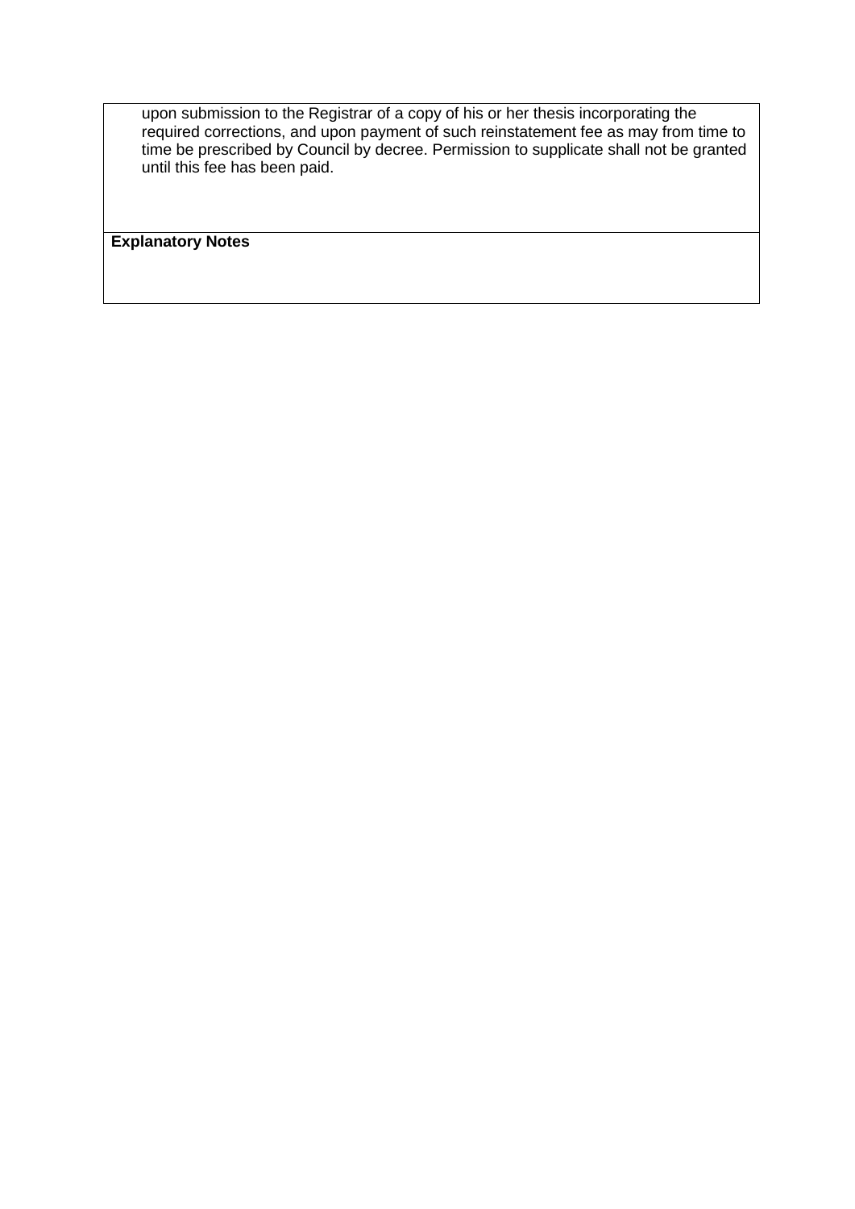upon submission to the Registrar of a copy of his or her thesis incorporating the required corrections, and upon payment of such reinstatement fee as may from time to time be prescribed by Council by decree. Permission to supplicate shall not be granted until this fee has been paid.

**Explanatory Notes**